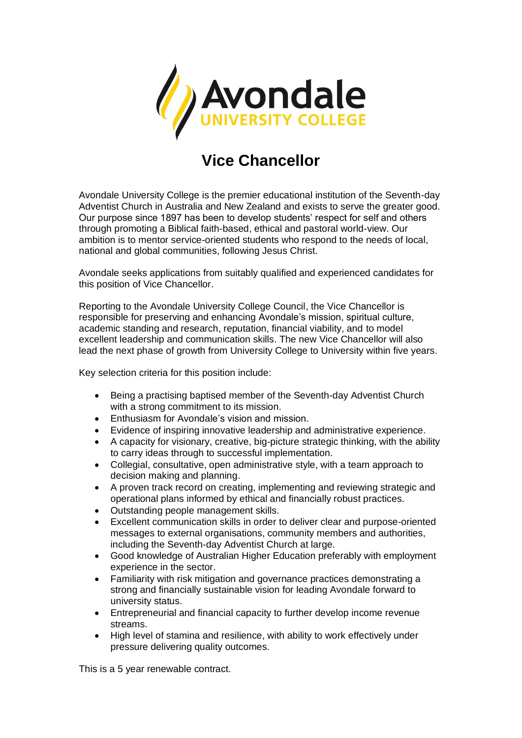# Vice Chancellor

Avondale University College is the premier educational institution of the Seventh-day Adventist Church in Australia and New Zealand and exists to serve the greater good. Our purpose since 1897 has been to develop students' respect for self and others through promoting a Biblical faith-based, ethical and pastoral world-view. Our ambition is to mentor service-oriented students who respond to the needs of local, national and global communities, following Jesus Christ.

Avondale seeks applications from suitably qualified and experienced candidates for this position of Vice Chancellor.

Reporting to the Avondale University College Council, the Vice Chancellor is responsible for preserving and enhancing Avondale's mission, spiritual culture, academic standing and research, reputation, financial viability, and to model excellent leadership and communication skills. The new Vice Chancellor will also lead the next phase of growth from University College to University within five years.

Key selection criteria for this position include:

- Being a practising baptised member of the Seventh-day Adventist Church with a strong commitment to its mission.
- Enthusiasm for Avondale's vision and mission.
- Evidence of inspiring innovative leadership and administrative experience.
- A capacity for visionary, creative, big-picture strategic thinking, with the ability to carry ideas through to successful implementation.
- Collegial, consultative, open administrative style, with a team approach to decision making and planning.
- A proven track record on creating, implementing and reviewing strategic and operational plans informed by ethical and financially robust practices.
- Outstanding people management skills.
- Excellent communication skills in order to deliver clear and purpose-oriented messages to external organisations, community members and authorities, including the Seventh-day Adventist Church at large.
- Good knowledge of Australian Higher Education preferably with employment experience in the sector.
- Familiarity with risk mitigation and governance practices demonstrating a strong and financially sustainable vision for leading Avondale forward to university status.
- Entrepreneurial and financial capacity to further develop income revenue streams.
- High level of stamina and resilience, with ability to work effectively under pressure delivering quality outcomes.

This is a 5 year renewable contract.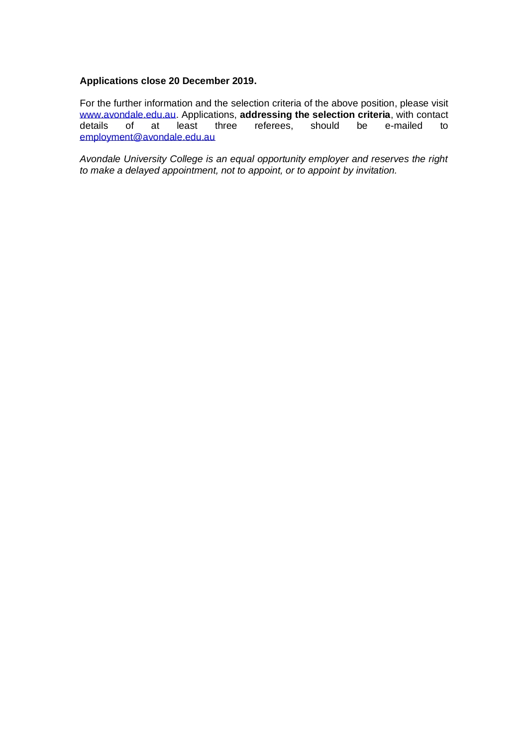**Applications close 20 December 2019.**

For the further information and the selection criteria of the above position, please visit www.avondale.edu.au. Applications, **addressing the selection criteria**, with contact details of at least three referees, should be e-mailed to employment@avondale.edu.au

*Avondale University College is an equal opportunity employer and reserves the right to make a delayed appointment, not to appoint, or to appoint by invitation.*